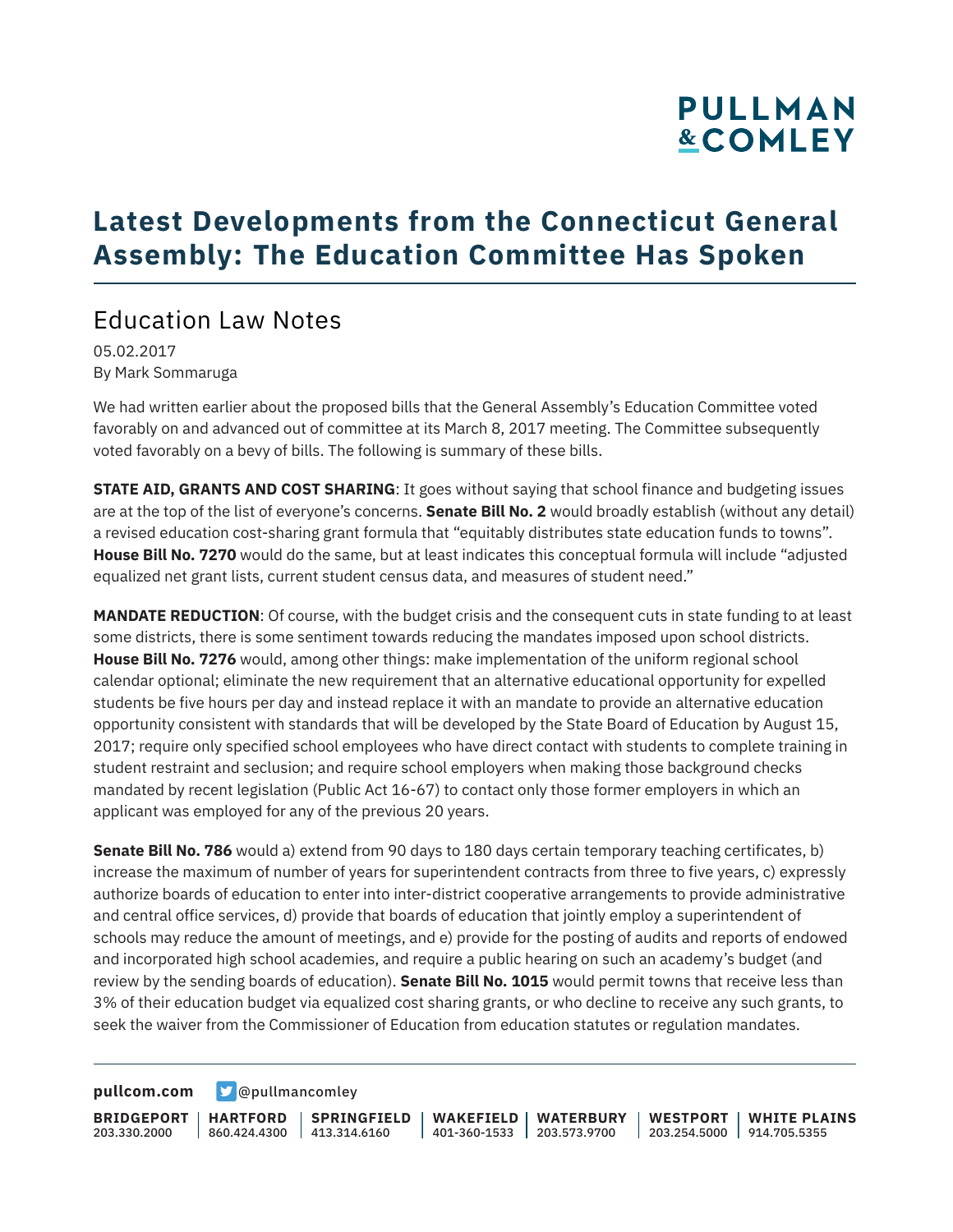# Latest Developments from the Connecticut General Assembly: The Education Committee Has Spoken

## Education Law Notes

05.02.2017
By Mark Sommaruga

We had written earlier about the proposed bills that the General Assembly's Education Committee voted favorably on and advanced out of committee at its March 8, 2017 meeting. The Committee subsequently voted favorably on a bevy of bills. The following is summary of these bills.

**STATE AID, GRANTS AND COST SHARING**: It goes without saying that school finance and budgeting issues are at the top of the list of everyone's concerns. **Senate Bill No. 2** would broadly establish (without any detail) a revised education cost-sharing grant formula that "equitably distributes state education funds to towns". **House Bill No. 7270** would do the same, but at least indicates this conceptual formula will include "adjusted equalized net grant lists, current student census data, and measures of student need."

**MANDATE REDUCTION**: Of course, with the budget crisis and the consequent cuts in state funding to at least some districts, there is some sentiment towards reducing the mandates imposed upon school districts. **House Bill No. 7276** would, among other things: make implementation of the uniform regional school calendar optional; eliminate the new requirement that an alternative educational opportunity for expelled students be five hours per day and instead replace it with an mandate to provide an alternative education opportunity consistent with standards that will be developed by the State Board of Education by August 15, 2017; require only specified school employees who have direct contact with students to complete training in student restraint and seclusion; and require school employers when making those background checks mandated by recent legislation (Public Act 16-67) to contact only those former employers in which an applicant was employed for any of the previous 20 years.

**Senate Bill No. 786** would a) extend from 90 days to 180 days certain temporary teaching certificates, b) increase the maximum of number of years for superintendent contracts from three to five years, c) expressly authorize boards of education to enter into inter-district cooperative arrangements to provide administrative and central office services, d) provide that boards of education that jointly employ a superintendent of schools may reduce the amount of meetings, and e) provide for the posting of audits and reports of endowed and incorporated high school academies, and require a public hearing on such an academy's budget (and review by the sending boards of education). **Senate Bill No. 1015** would permit towns that receive less than 3% of their education budget via equalized cost sharing grants, or who decline to receive any such grants, to seek the waiver from the Commissioner of Education from education statutes or regulation mandates.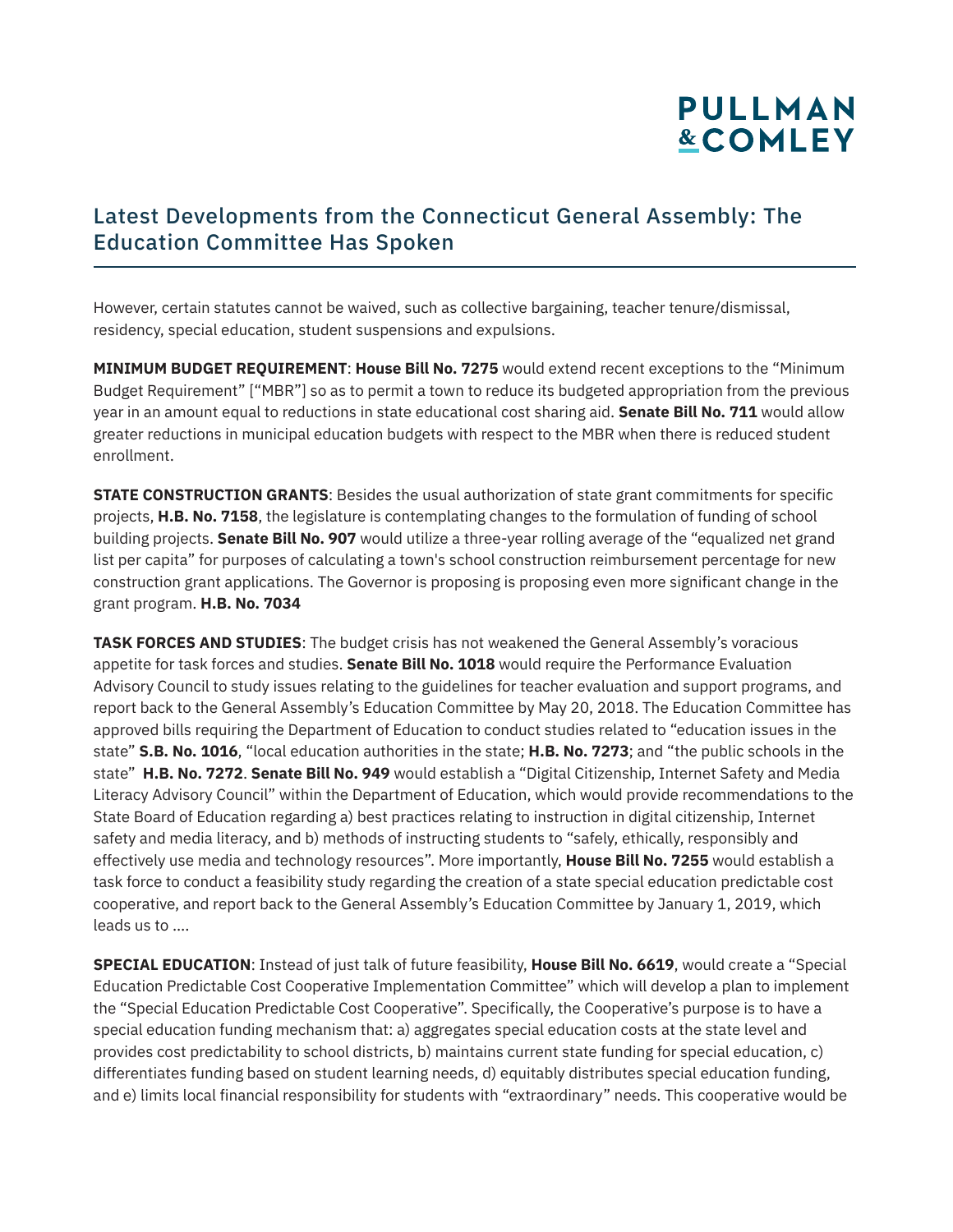However, certain statutes cannot be waived, such as collective bargaining, teacher tenure/dismissal, residency, special education, student suspensions and expulsions.

**MINIMUM BUDGET REQUIREMENT**: **House Bill No. 7275** would extend recent exceptions to the "Minimum Budget Requirement" ["MBR"] so as to permit a town to reduce its budgeted appropriation from the previous year in an amount equal to reductions in state educational cost sharing aid. **Senate Bill No. 711** would allow greater reductions in municipal education budgets with respect to the MBR when there is reduced student enrollment.

**STATE CONSTRUCTION GRANTS**: Besides the usual authorization of state grant commitments for specific projects, **H.B. No. 7158**, the legislature is contemplating changes to the formulation of funding of school building projects. **Senate Bill No. 907** would utilize a three-year rolling average of the "equalized net grand list per capita" for purposes of calculating a town's school construction reimbursement percentage for new construction grant applications. The Governor is proposing is proposing even more significant change in the grant program. **H.B. No. 7034**

**TASK FORCES AND STUDIES**: The budget crisis has not weakened the General Assembly's voracious appetite for task forces and studies. **Senate Bill No. 1018** would require the Performance Evaluation Advisory Council to study issues relating to the guidelines for teacher evaluation and support programs, and report back to the General Assembly's Education Committee by May 20, 2018. The Education Committee has approved bills requiring the Department of Education to conduct studies related to "education issues in the state" **S.B. No. 1016**, "local education authorities in the state; **H.B. No. 7273**; and "the public schools in the state" **H.B. No. 7272**. **Senate Bill No. 949** would establish a "Digital Citizenship, Internet Safety and Media Literacy Advisory Council" within the Department of Education, which would provide recommendations to the State Board of Education regarding a) best practices relating to instruction in digital citizenship, Internet safety and media literacy, and b) methods of instructing students to "safely, ethically, responsibly and effectively use media and technology resources". More importantly, **House Bill No. 7255** would establish a task force to conduct a feasibility study regarding the creation of a state special education predictable cost cooperative, and report back to the General Assembly's Education Committee by January 1, 2019, which leads us to ....

**SPECIAL EDUCATION**: Instead of just talk of future feasibility, **House Bill No. 6619**, would create a "Special Education Predictable Cost Cooperative Implementation Committee" which will develop a plan to implement the "Special Education Predictable Cost Cooperative". Specifically, the Cooperative's purpose is to have a special education funding mechanism that: a) aggregates special education costs at the state level and provides cost predictability to school districts, b) maintains current state funding for special education, c) differentiates funding based on student learning needs, d) equitably distributes special education funding, and e) limits local financial responsibility for students with "extraordinary" needs. This cooperative would be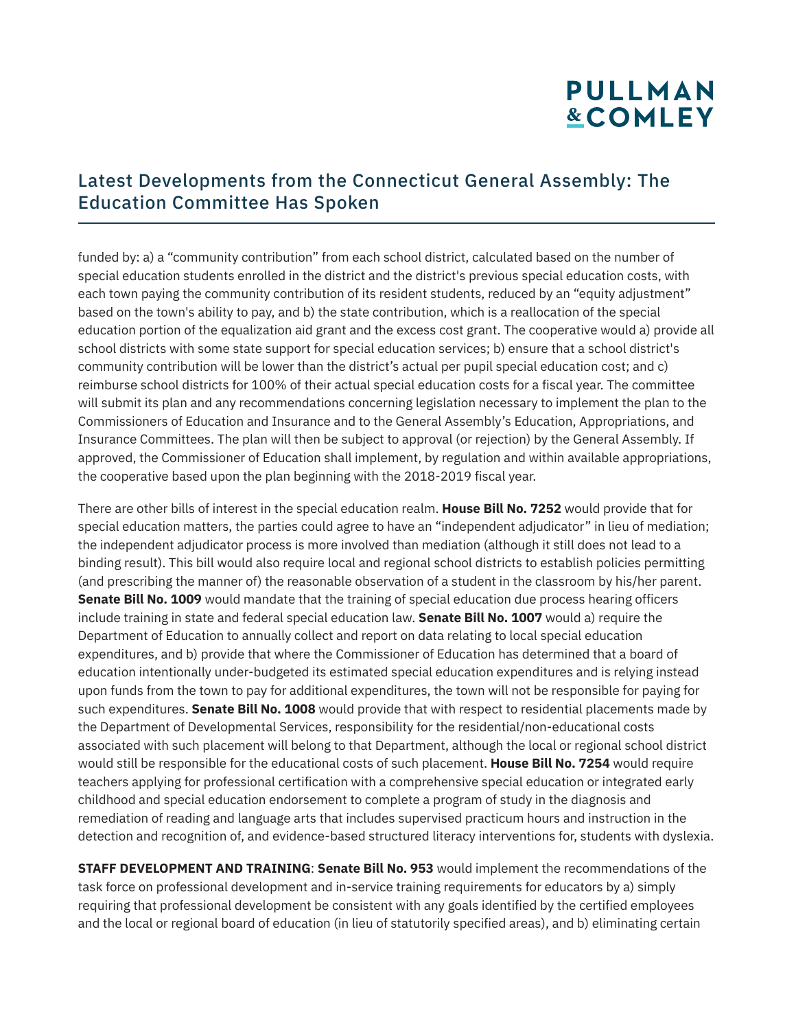funded by: a) a "community contribution" from each school district, calculated based on the number of special education students enrolled in the district and the district's previous special education costs, with each town paying the community contribution of its resident students, reduced by an "equity adjustment" based on the town's ability to pay, and b) the state contribution, which is a reallocation of the special education portion of the equalization aid grant and the excess cost grant. The cooperative would a) provide all school districts with some state support for special education services; b) ensure that a school district's community contribution will be lower than the district's actual per pupil special education cost; and c) reimburse school districts for 100% of their actual special education costs for a fiscal year. The committee will submit its plan and any recommendations concerning legislation necessary to implement the plan to the Commissioners of Education and Insurance and to the General Assembly's Education, Appropriations, and Insurance Committees. The plan will then be subject to approval (or rejection) by the General Assembly. If approved, the Commissioner of Education shall implement, by regulation and within available appropriations, the cooperative based upon the plan beginning with the 2018-2019 fiscal year.

There are other bills of interest in the special education realm. **House Bill No. 7252** would provide that for special education matters, the parties could agree to have an "independent adjudicator" in lieu of mediation; the independent adjudicator process is more involved than mediation (although it still does not lead to a binding result). This bill would also require local and regional school districts to establish policies permitting (and prescribing the manner of) the reasonable observation of a student in the classroom by his/her parent. **Senate Bill No. 1009** would mandate that the training of special education due process hearing officers include training in state and federal special education law. **Senate Bill No. 1007** would a) require the Department of Education to annually collect and report on data relating to local special education expenditures, and b) provide that where the Commissioner of Education has determined that a board of education intentionally under-budgeted its estimated special education expenditures and is relying instead upon funds from the town to pay for additional expenditures, the town will not be responsible for paying for such expenditures. **Senate Bill No. 1008** would provide that with respect to residential placements made by the Department of Developmental Services, responsibility for the residential/non-educational costs associated with such placement will belong to that Department, although the local or regional school district would still be responsible for the educational costs of such placement. **House Bill No. 7254** would require teachers applying for professional certification with a comprehensive special education or integrated early childhood and special education endorsement to complete a program of study in the diagnosis and remediation of reading and language arts that includes supervised practicum hours and instruction in the detection and recognition of, and evidence-based structured literacy interventions for, students with dyslexia.

**STAFF DEVELOPMENT AND TRAINING**: **Senate Bill No. 953** would implement the recommendations of the task force on professional development and in-service training requirements for educators by a) simply requiring that professional development be consistent with any goals identified by the certified employees and the local or regional board of education (in lieu of statutorily specified areas), and b) eliminating certain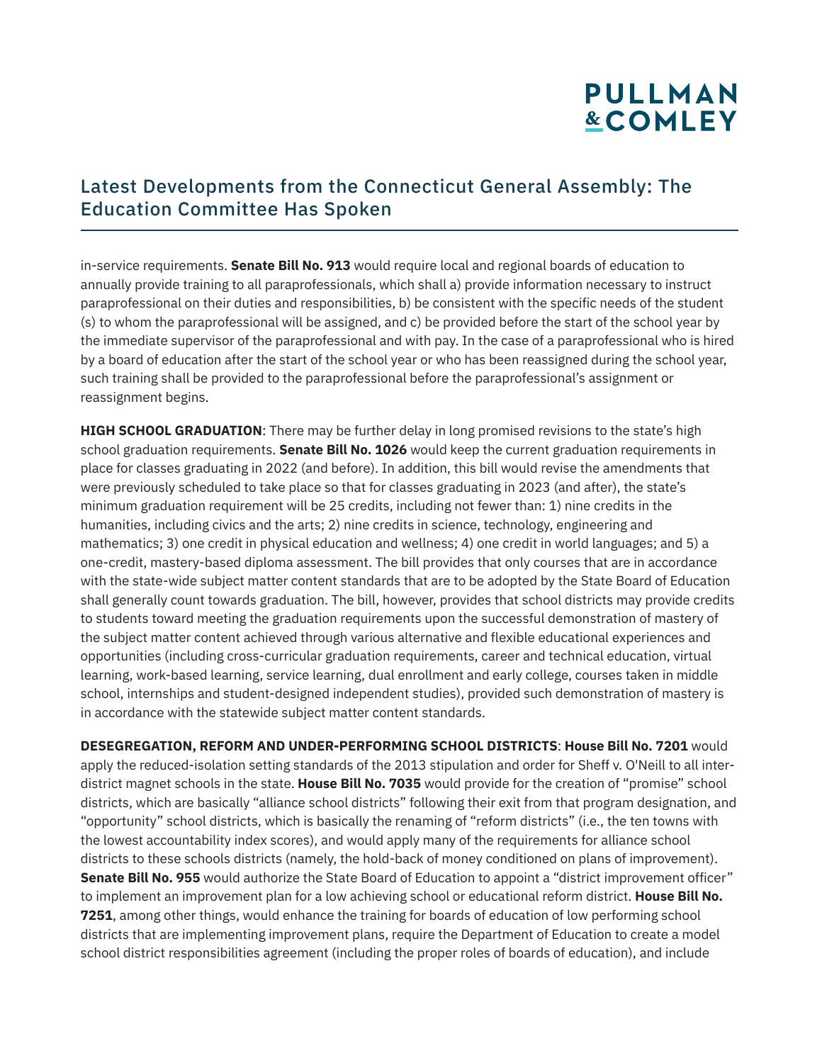in-service requirements. **Senate Bill No. 913** would require local and regional boards of education to annually provide training to all paraprofessionals, which shall a) provide information necessary to instruct paraprofessional on their duties and responsibilities, b) be consistent with the specific needs of the student (s) to whom the paraprofessional will be assigned, and c) be provided before the start of the school year by the immediate supervisor of the paraprofessional and with pay. In the case of a paraprofessional who is hired by a board of education after the start of the school year or who has been reassigned during the school year, such training shall be provided to the paraprofessional before the paraprofessional's assignment or reassignment begins.

**HIGH SCHOOL GRADUATION**: There may be further delay in long promised revisions to the state's high school graduation requirements. **Senate Bill No. 1026** would keep the current graduation requirements in place for classes graduating in 2022 (and before). In addition, this bill would revise the amendments that were previously scheduled to take place so that for classes graduating in 2023 (and after), the state's minimum graduation requirement will be 25 credits, including not fewer than: 1) nine credits in the humanities, including civics and the arts; 2) nine credits in science, technology, engineering and mathematics; 3) one credit in physical education and wellness; 4) one credit in world languages; and 5) a one-credit, mastery-based diploma assessment. The bill provides that only courses that are in accordance with the state-wide subject matter content standards that are to be adopted by the State Board of Education shall generally count towards graduation. The bill, however, provides that school districts may provide credits to students toward meeting the graduation requirements upon the successful demonstration of mastery of the subject matter content achieved through various alternative and flexible educational experiences and opportunities (including cross-curricular graduation requirements, career and technical education, virtual learning, work-based learning, service learning, dual enrollment and early college, courses taken in middle school, internships and student-designed independent studies), provided such demonstration of mastery is in accordance with the statewide subject matter content standards.

**DESEGREGATION, REFORM AND UNDER-PERFORMING SCHOOL DISTRICTS**: **House Bill No. 7201** would apply the reduced-isolation setting standards of the 2013 stipulation and order for Sheff v. O'Neill to all inter-district magnet schools in the state. **House Bill No. 7035** would provide for the creation of "promise" school districts, which are basically "alliance school districts" following their exit from that program designation, and "opportunity" school districts, which is basically the renaming of "reform districts" (i.e., the ten towns with the lowest accountability index scores), and would apply many of the requirements for alliance school districts to these schools districts (namely, the hold-back of money conditioned on plans of improvement). **Senate Bill No. 955** would authorize the State Board of Education to appoint a "district improvement officer" to implement an improvement plan for a low achieving school or educational reform district. **House Bill No. 7251**, among other things, would enhance the training for boards of education of low performing school districts that are implementing improvement plans, require the Department of Education to create a model school district responsibilities agreement (including the proper roles of boards of education), and include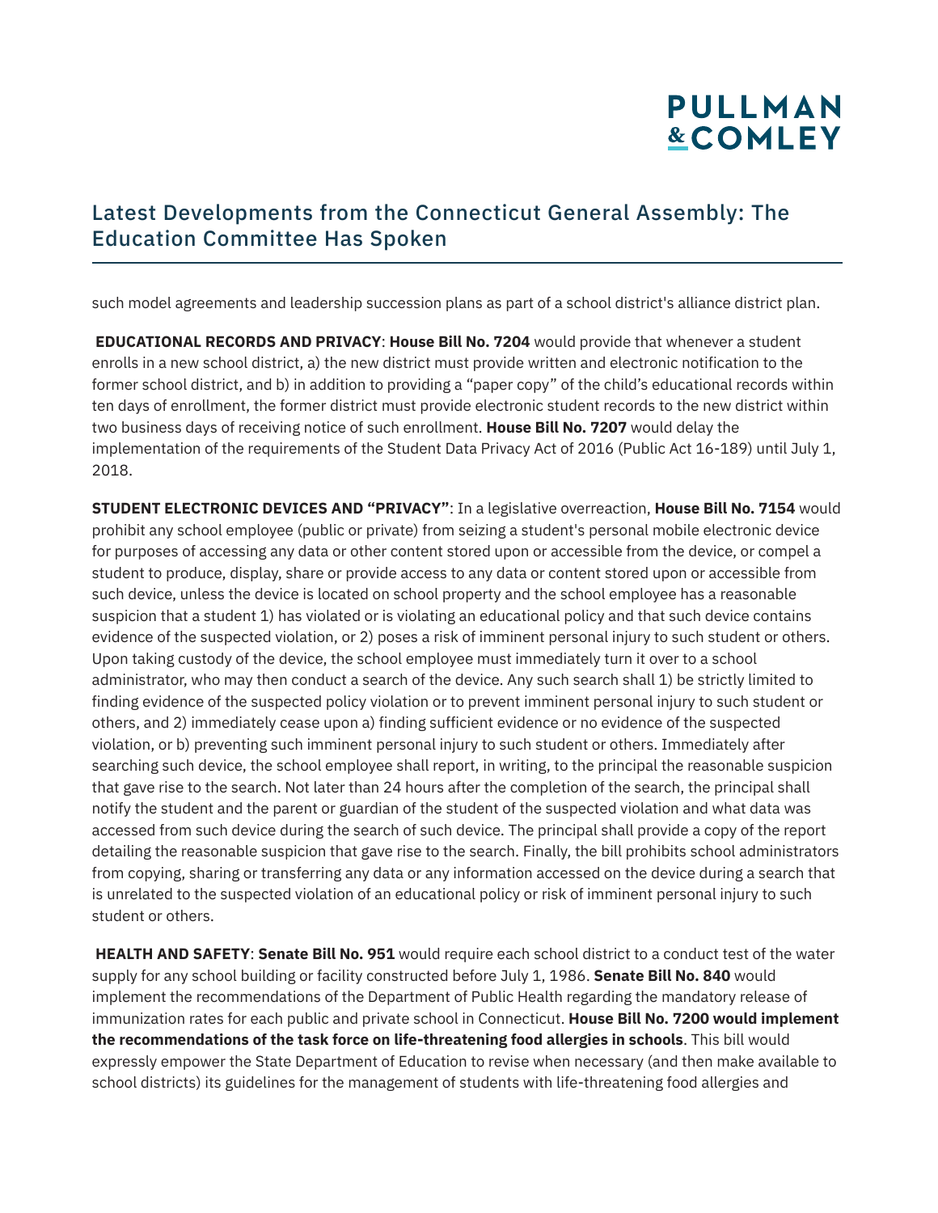such model agreements and leadership succession plans as part of a school district's alliance district plan.

**EDUCATIONAL RECORDS AND PRIVACY**: **House Bill No. 7204** would provide that whenever a student enrolls in a new school district, a) the new district must provide written and electronic notification to the former school district, and b) in addition to providing a "paper copy" of the child's educational records within ten days of enrollment, the former district must provide electronic student records to the new district within two business days of receiving notice of such enrollment. **House Bill No. 7207** would delay the implementation of the requirements of the Student Data Privacy Act of 2016 (Public Act 16-189) until July 1, 2018.

**STUDENT ELECTRONIC DEVICES AND "PRIVACY"**: In a legislative overreaction, **House Bill No. 7154** would prohibit any school employee (public or private) from seizing a student's personal mobile electronic device for purposes of accessing any data or other content stored upon or accessible from the device, or compel a student to produce, display, share or provide access to any data or content stored upon or accessible from such device, unless the device is located on school property and the school employee has a reasonable suspicion that a student 1) has violated or is violating an educational policy and that such device contains evidence of the suspected violation, or 2) poses a risk of imminent personal injury to such student or others. Upon taking custody of the device, the school employee must immediately turn it over to a school administrator, who may then conduct a search of the device. Any such search shall 1) be strictly limited to finding evidence of the suspected policy violation or to prevent imminent personal injury to such student or others, and 2) immediately cease upon a) finding sufficient evidence or no evidence of the suspected violation, or b) preventing such imminent personal injury to such student or others. Immediately after searching such device, the school employee shall report, in writing, to the principal the reasonable suspicion that gave rise to the search. Not later than 24 hours after the completion of the search, the principal shall notify the student and the parent or guardian of the student of the suspected violation and what data was accessed from such device during the search of such device. The principal shall provide a copy of the report detailing the reasonable suspicion that gave rise to the search. Finally, the bill prohibits school administrators from copying, sharing or transferring any data or any information accessed on the device during a search that is unrelated to the suspected violation of an educational policy or risk of imminent personal injury to such student or others.

**HEALTH AND SAFETY**: **Senate Bill No. 951** would require each school district to a conduct test of the water supply for any school building or facility constructed before July 1, 1986. **Senate Bill No. 840** would implement the recommendations of the Department of Public Health regarding the mandatory release of immunization rates for each public and private school in Connecticut. **House Bill No. 7200 would implement the recommendations of the task force on life-threatening food allergies in schools**. This bill would expressly empower the State Department of Education to revise when necessary (and then make available to school districts) its guidelines for the management of students with life-threatening food allergies and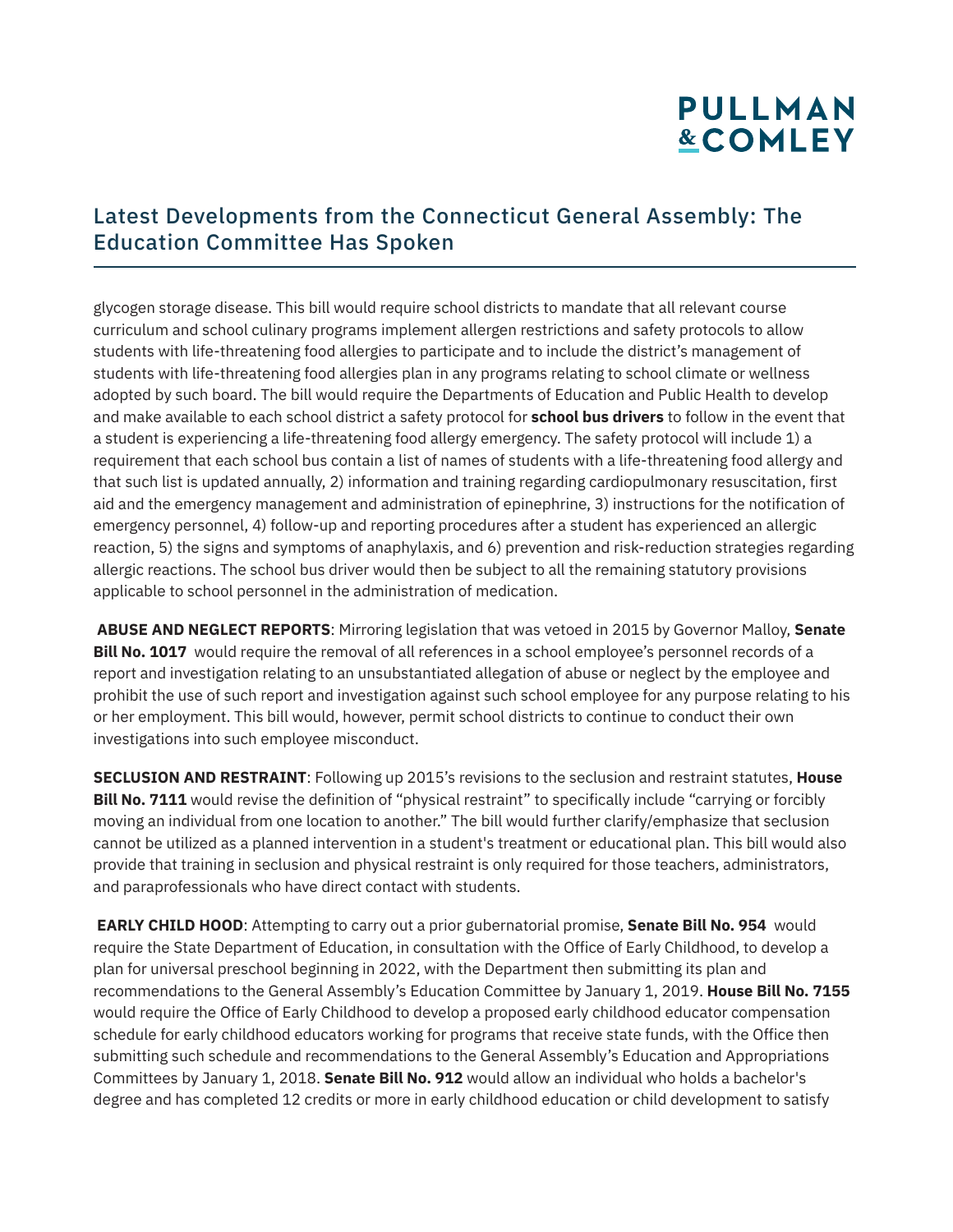glycogen storage disease. This bill would require school districts to mandate that all relevant course curriculum and school culinary programs implement allergen restrictions and safety protocols to allow students with life-threatening food allergies to participate and to include the district's management of students with life-threatening food allergies plan in any programs relating to school climate or wellness adopted by such board. The bill would require the Departments of Education and Public Health to develop and make available to each school district a safety protocol for **school bus drivers** to follow in the event that a student is experiencing a life-threatening food allergy emergency. The safety protocol will include 1) a requirement that each school bus contain a list of names of students with a life-threatening food allergy and that such list is updated annually, 2) information and training regarding cardiopulmonary resuscitation, first aid and the emergency management and administration of epinephrine, 3) instructions for the notification of emergency personnel, 4) follow-up and reporting procedures after a student has experienced an allergic reaction, 5) the signs and symptoms of anaphylaxis, and 6) prevention and risk-reduction strategies regarding allergic reactions. The school bus driver would then be subject to all the remaining statutory provisions applicable to school personnel in the administration of medication.

**ABUSE AND NEGLECT REPORTS**: Mirroring legislation that was vetoed in 2015 by Governor Malloy, **Senate Bill No. 1017** would require the removal of all references in a school employee's personnel records of a report and investigation relating to an unsubstantiated allegation of abuse or neglect by the employee and prohibit the use of such report and investigation against such school employee for any purpose relating to his or her employment. This bill would, however, permit school districts to continue to conduct their own investigations into such employee misconduct.

**SECLUSION AND RESTRAINT**: Following up 2015's revisions to the seclusion and restraint statutes, **House Bill No. 7111** would revise the definition of "physical restraint" to specifically include "carrying or forcibly moving an individual from one location to another." The bill would further clarify/emphasize that seclusion cannot be utilized as a planned intervention in a student's treatment or educational plan. This bill would also provide that training in seclusion and physical restraint is only required for those teachers, administrators, and paraprofessionals who have direct contact with students.

**EARLY CHILD HOOD**: Attempting to carry out a prior gubernatorial promise, **Senate Bill No. 954** would require the State Department of Education, in consultation with the Office of Early Childhood, to develop a plan for universal preschool beginning in 2022, with the Department then submitting its plan and recommendations to the General Assembly's Education Committee by January 1, 2019. **House Bill No. 7155** would require the Office of Early Childhood to develop a proposed early childhood educator compensation schedule for early childhood educators working for programs that receive state funds, with the Office then submitting such schedule and recommendations to the General Assembly's Education and Appropriations Committees by January 1, 2018. **Senate Bill No. 912** would allow an individual who holds a bachelor's degree and has completed 12 credits or more in early childhood education or child development to satisfy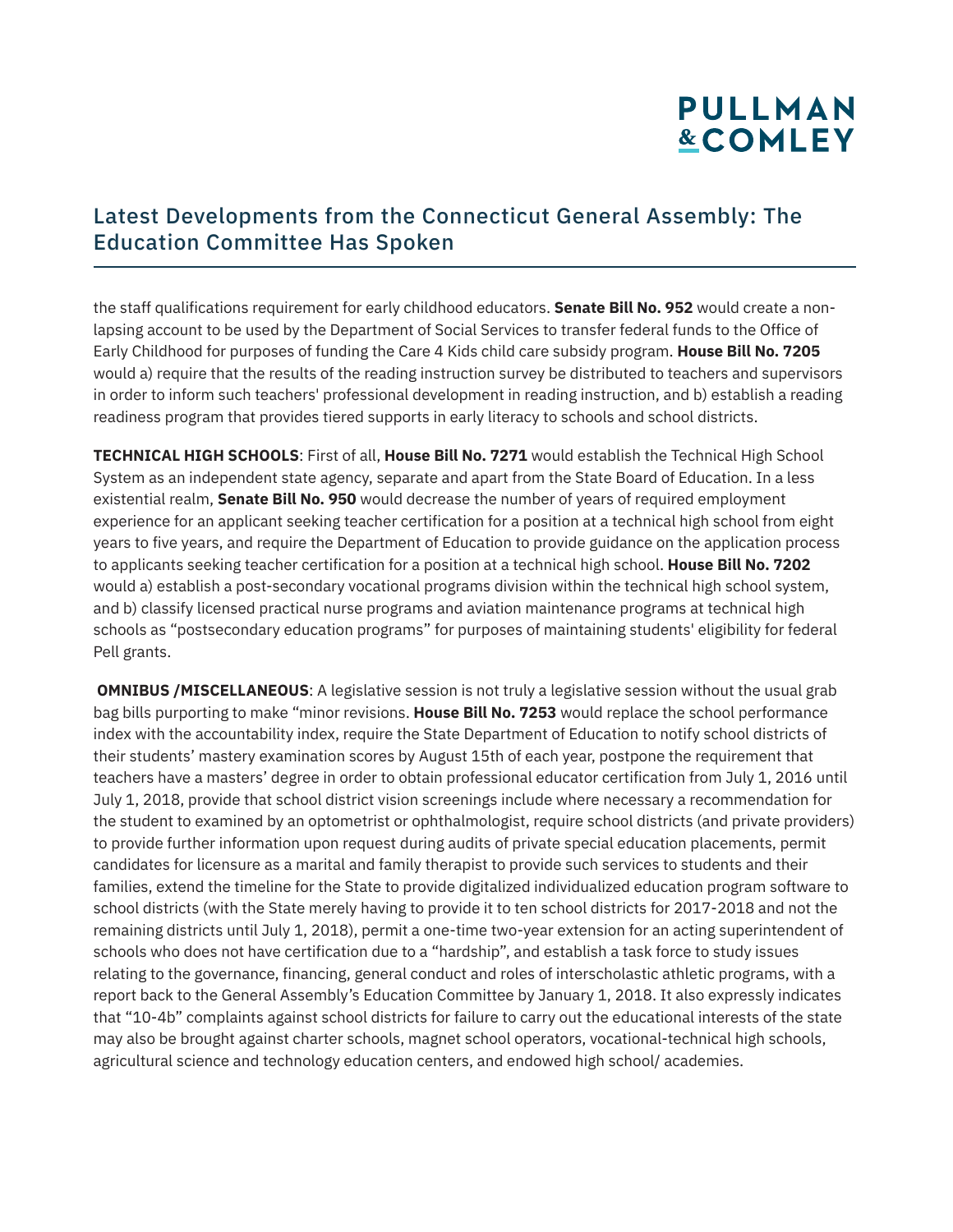the staff qualifications requirement for early childhood educators. **Senate Bill No. 952** would create a non-lapsing account to be used by the Department of Social Services to transfer federal funds to the Office of Early Childhood for purposes of funding the Care 4 Kids child care subsidy program. **House Bill No. 7205** would a) require that the results of the reading instruction survey be distributed to teachers and supervisors in order to inform such teachers' professional development in reading instruction, and b) establish a reading readiness program that provides tiered supports in early literacy to schools and school districts.

**TECHNICAL HIGH SCHOOLS**: First of all, **House Bill No. 7271** would establish the Technical High School System as an independent state agency, separate and apart from the State Board of Education. In a less existential realm, **Senate Bill No. 950** would decrease the number of years of required employment experience for an applicant seeking teacher certification for a position at a technical high school from eight years to five years, and require the Department of Education to provide guidance on the application process to applicants seeking teacher certification for a position at a technical high school. **House Bill No. 7202** would a) establish a post-secondary vocational programs division within the technical high school system, and b) classify licensed practical nurse programs and aviation maintenance programs at technical high schools as "postsecondary education programs" for purposes of maintaining students' eligibility for federal Pell grants.

**OMNIBUS /MISCELLANEOUS**: A legislative session is not truly a legislative session without the usual grab bag bills purporting to make "minor revisions. **House Bill No. 7253** would replace the school performance index with the accountability index, require the State Department of Education to notify school districts of their students' mastery examination scores by August 15th of each year, postpone the requirement that teachers have a masters' degree in order to obtain professional educator certification from July 1, 2016 until July 1, 2018, provide that school district vision screenings include where necessary a recommendation for the student to examined by an optometrist or ophthalmologist, require school districts (and private providers) to provide further information upon request during audits of private special education placements, permit candidates for licensure as a marital and family therapist to provide such services to students and their families, extend the timeline for the State to provide digitalized individualized education program software to school districts (with the State merely having to provide it to ten school districts for 2017-2018 and not the remaining districts until July 1, 2018), permit a one-time two-year extension for an acting superintendent of schools who does not have certification due to a "hardship", and establish a task force to study issues relating to the governance, financing, general conduct and roles of interscholastic athletic programs, with a report back to the General Assembly's Education Committee by January 1, 2018. It also expressly indicates that "10-4b" complaints against school districts for failure to carry out the educational interests of the state may also be brought against charter schools, magnet school operators, vocational-technical high schools, agricultural science and technology education centers, and endowed high school/ academies.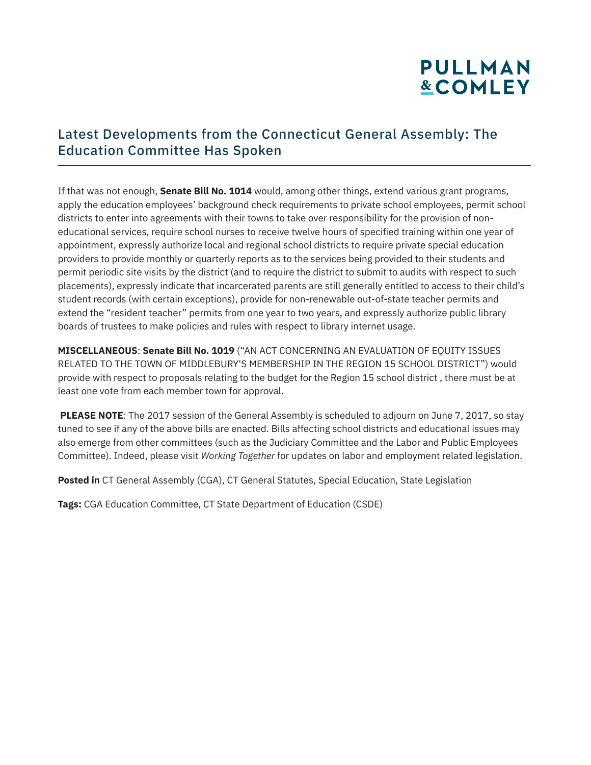## Latest Developments from the Connecticut General Assembly: The Education Committee Has Spoken

If that was not enough, **Senate Bill No. 1014** would, among other things, extend various grant programs, apply the education employees' background check requirements to private school employees, permit school districts to enter into agreements with their towns to take over responsibility for the provision of non-educational services, require school nurses to receive twelve hours of specified training within one year of appointment, expressly authorize local and regional school districts to require private special education providers to provide monthly or quarterly reports as to the services being provided to their students and permit periodic site visits by the district (and to require the district to submit to audits with respect to such placements), expressly indicate that incarcerated parents are still generally entitled to access to their child's student records (with certain exceptions), provide for non-renewable out-of-state teacher permits and extend the "resident teacher" permits from one year to two years, and expressly authorize public library boards of trustees to make policies and rules with respect to library internet usage.

**MISCELLANEOUS**: **Senate Bill No. 1019** ("AN ACT CONCERNING AN EVALUATION OF EQUITY ISSUES RELATED TO THE TOWN OF MIDDLEBURY'S MEMBERSHIP IN THE REGION 15 SCHOOL DISTRICT") would provide with respect to proposals relating to the budget for the Region 15 school district , there must be at least one vote from each member town for approval.

**PLEASE NOTE**: The 2017 session of the General Assembly is scheduled to adjourn on June 7, 2017, so stay tuned to see if any of the above bills are enacted. Bills affecting school districts and educational issues may also emerge from other committees (such as the Judiciary Committee and the Labor and Public Employees Committee). Indeed, please visit *Working Together* for updates on labor and employment related legislation.

**Posted in** CT General Assembly (CGA), CT General Statutes, Special Education, State Legislation

**Tags:** CGA Education Committee, CT State Department of Education (CSDE)